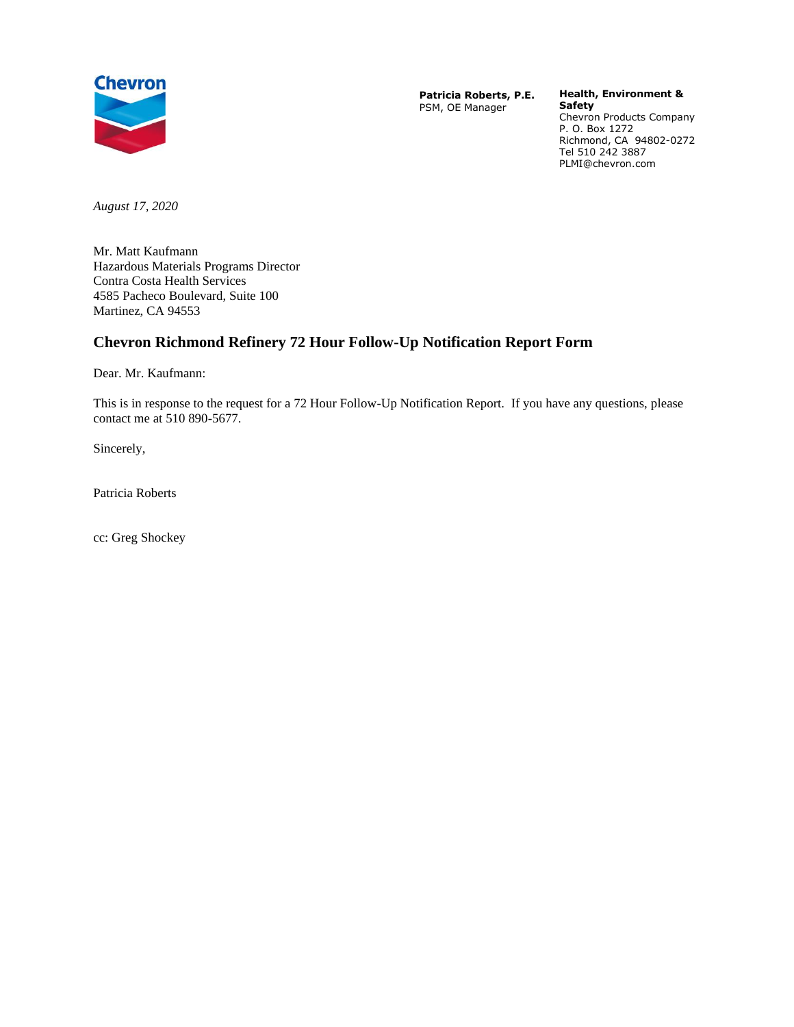Chevron

**Patricia Roberts, P.E.**
PSM, OE Manager

**Health, Environment & Safety**
Chevron Products Company
P. O. Box 1272
Richmond, CA 94802-0272
Tel 510 242 3887
PLMI@chevron.com

*August 17, 2020*

Mr. Matt Kaufmann
Hazardous Materials Programs Director
Contra Costa Health Services
4585 Pacheco Boulevard, Suite 100
Martinez, CA 94553

## Chevron Richmond Refinery 72 Hour Follow-Up Notification Report Form

Dear. Mr. Kaufmann:

This is in response to the request for a 72 Hour Follow-Up Notification Report. If you have any questions, please contact me at 510 890-5677.

Sincerely,

Patricia Roberts

cc: Greg Shockey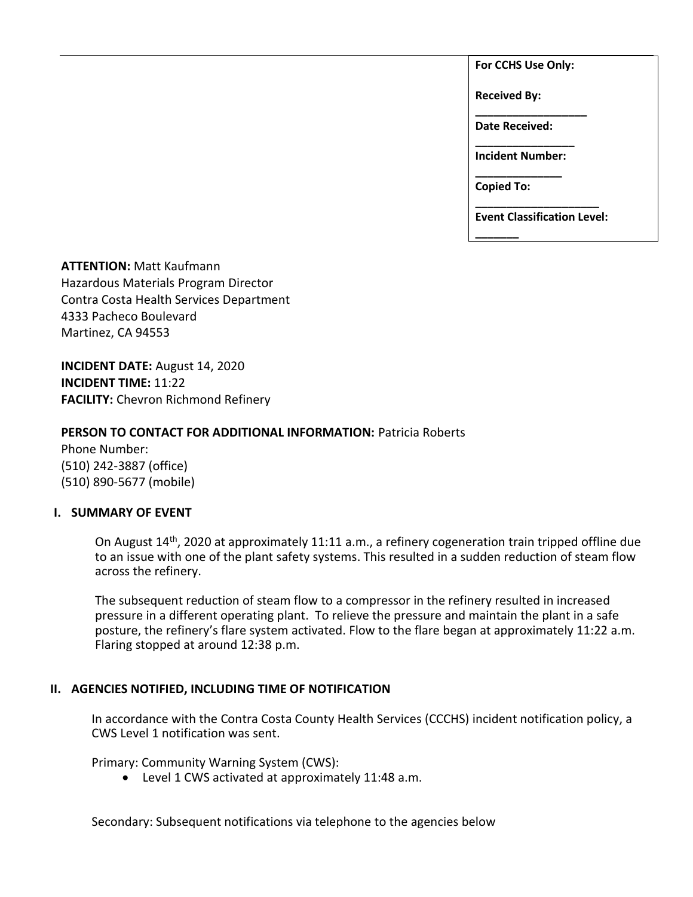| For CCHS Use Only: |
| --- |
| Received By: ________________ |
| Date Received: ______________ |
| Incident Number: _____________ |
| Copied To: __________________ |
| Event Classification Level: _______ |

**ATTENTION:** Matt Kaufmann
Hazardous Materials Program Director
Contra Costa Health Services Department
4333 Pacheco Boulevard
Martinez, CA 94553

**INCIDENT DATE:** August 14, 2020
**INCIDENT TIME:** 11:22
**FACILITY:** Chevron Richmond Refinery

**PERSON TO CONTACT FOR ADDITIONAL INFORMATION:** Patricia Roberts
Phone Number:
(510) 242-3887 (office)
(510) 890-5677 (mobile)

## I. SUMMARY OF EVENT

On August 14th, 2020 at approximately 11:11 a.m., a refinery cogeneration train tripped offline due to an issue with one of the plant safety systems. This resulted in a sudden reduction of steam flow across the refinery.

The subsequent reduction of steam flow to a compressor in the refinery resulted in increased pressure in a different operating plant. To relieve the pressure and maintain the plant in a safe posture, the refinery's flare system activated. Flow to the flare began at approximately 11:22 a.m. Flaring stopped at around 12:38 p.m.

## II. AGENCIES NOTIFIED, INCLUDING TIME OF NOTIFICATION

In accordance with the Contra Costa County Health Services (CCCHS) incident notification policy, a CWS Level 1 notification was sent.

Primary: Community Warning System (CWS):

- Level 1 CWS activated at approximately 11:48 a.m.

Secondary: Subsequent notifications via telephone to the agencies below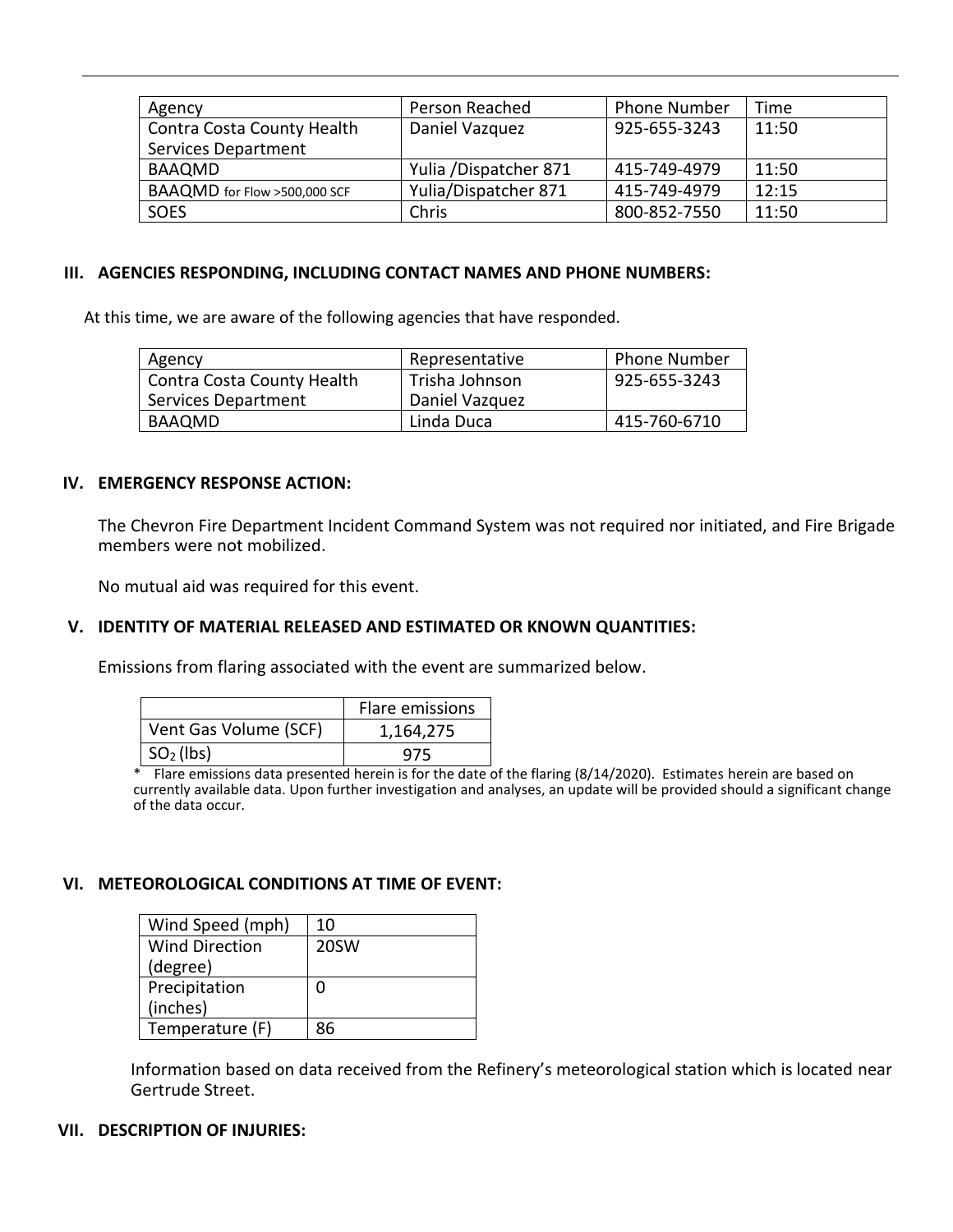| Agency | Person Reached | Phone Number | Time |
|---|---|---|---|
| Contra Costa County Health Services Department | Daniel Vazquez | 925-655-3243 | 11:50 |
| BAAQMD | Yulia /Dispatcher 871 | 415-749-4979 | 11:50 |
| BAAQMD for Flow >500,000 SCF | Yulia/Dispatcher 871 | 415-749-4979 | 12:15 |
| SOES | Chris | 800-852-7550 | 11:50 |

## III. AGENCIES RESPONDING, INCLUDING CONTACT NAMES AND PHONE NUMBERS:

At this time, we are aware of the following agencies that have responded.

| Agency | Representative | Phone Number |
|---|---|---|
| Contra Costa County Health Services Department | Trisha Johnson<br>Daniel Vazquez | 925-655-3243 |
| BAAQMD | Linda Duca | 415-760-6710 |

## IV. EMERGENCY RESPONSE ACTION:

The Chevron Fire Department Incident Command System was not required nor initiated, and Fire Brigade members were not mobilized.

No mutual aid was required for this event.

## V. IDENTITY OF MATERIAL RELEASED AND ESTIMATED OR KNOWN QUANTITIES:

Emissions from flaring associated with the event are summarized below.

| | Flare emissions |
|---|---|
| Vent Gas Volume (SCF) | 1,164,275 |
| $SO_2$ (lbs) | 975 |

* Flare emissions data presented herein is for the date of the flaring (8/14/2020). Estimates herein are based on currently available data. Upon further investigation and analyses, an update will be provided should a significant change of the data occur.

## VI. METEOROLOGICAL CONDITIONS AT TIME OF EVENT:

| | |
|---|---|
| Wind Speed (mph) | 10 |
| Wind Direction (degree) | 20SW |
| Precipitation (inches) | 0 |
| Temperature (F) | 86 |

Information based on data received from the Refinery's meteorological station which is located near Gertrude Street.

## VII. DESCRIPTION OF INJURIES: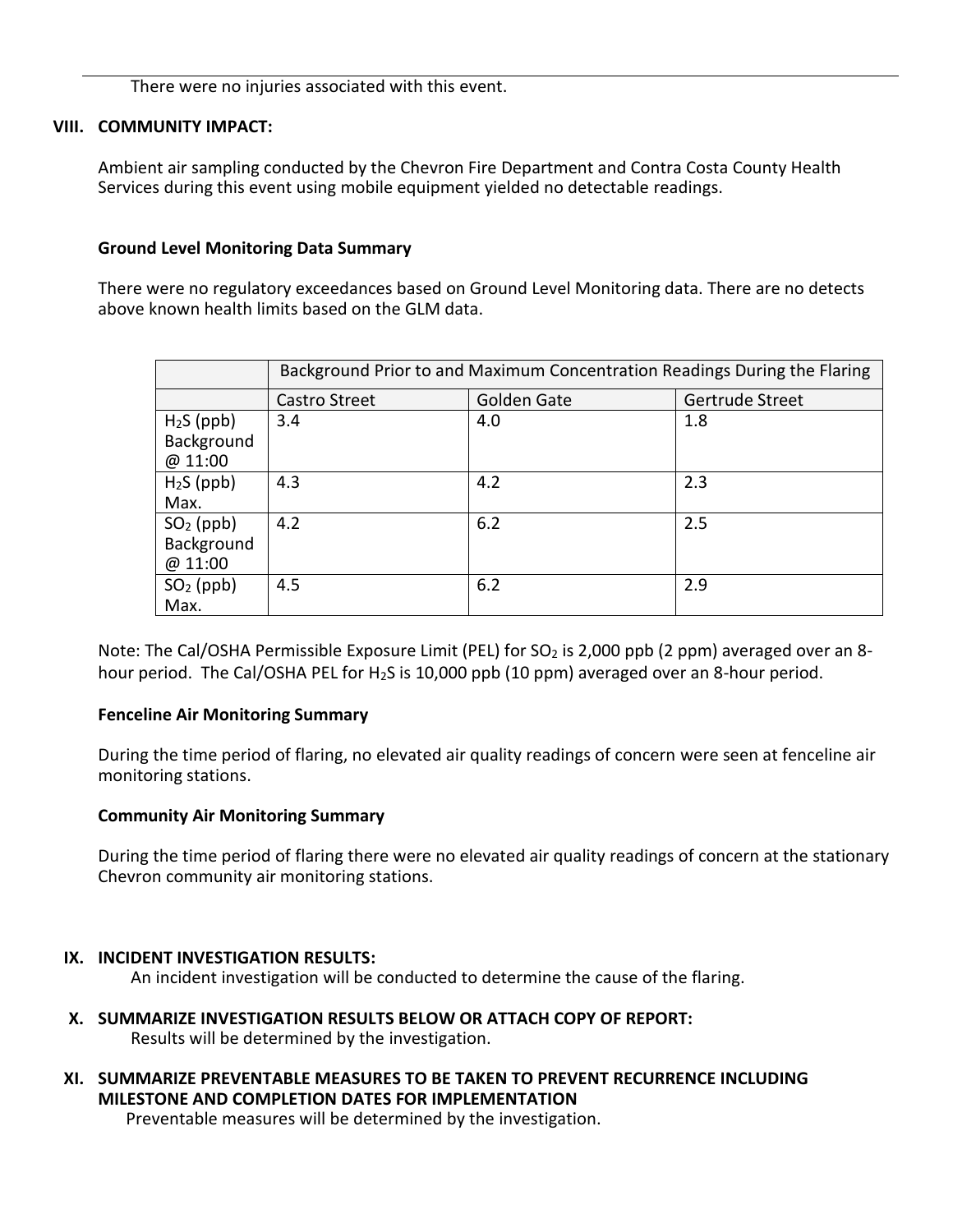There were no injuries associated with this event.

## VIII. COMMUNITY IMPACT:

Ambient air sampling conducted by the Chevron Fire Department and Contra Costa County Health Services during this event using mobile equipment yielded no detectable readings.

### Ground Level Monitoring Data Summary

There were no regulatory exceedances based on Ground Level Monitoring data. There are no detects above known health limits based on the GLM data.

| | Background Prior to and Maximum Concentration Readings During the Flaring | | |
|---|---|---|---|
| | Castro Street | Golden Gate | Gertrude Street |
| $H_2S$ (ppb) Background @ 11:00 | 3.4 | 4.0 | 1.8 |
| $H_2S$ (ppb) Max. | 4.3 | 4.2 | 2.3 |
| $SO_2$ (ppb) Background @ 11:00 | 4.2 | 6.2 | 2.5 |
| $SO_2$ (ppb) Max. | 4.5 | 6.2 | 2.9 |

Note: The Cal/OSHA Permissible Exposure Limit (PEL) for $SO_2$ is 2,000 ppb (2 ppm) averaged over an 8-hour period. The Cal/OSHA PEL for $H_2S$ is 10,000 ppb (10 ppm) averaged over an 8-hour period.

### Fenceline Air Monitoring Summary

During the time period of flaring, no elevated air quality readings of concern were seen at fenceline air monitoring stations.

### Community Air Monitoring Summary

During the time period of flaring there were no elevated air quality readings of concern at the stationary Chevron community air monitoring stations.

## IX. INCIDENT INVESTIGATION RESULTS:

An incident investigation will be conducted to determine the cause of the flaring.

## X. SUMMARIZE INVESTIGATION RESULTS BELOW OR ATTACH COPY OF REPORT:

Results will be determined by the investigation.

## XI. SUMMARIZE PREVENTABLE MEASURES TO BE TAKEN TO PREVENT RECURRENCE INCLUDING MILESTONE AND COMPLETION DATES FOR IMPLEMENTATION

Preventable measures will be determined by the investigation.